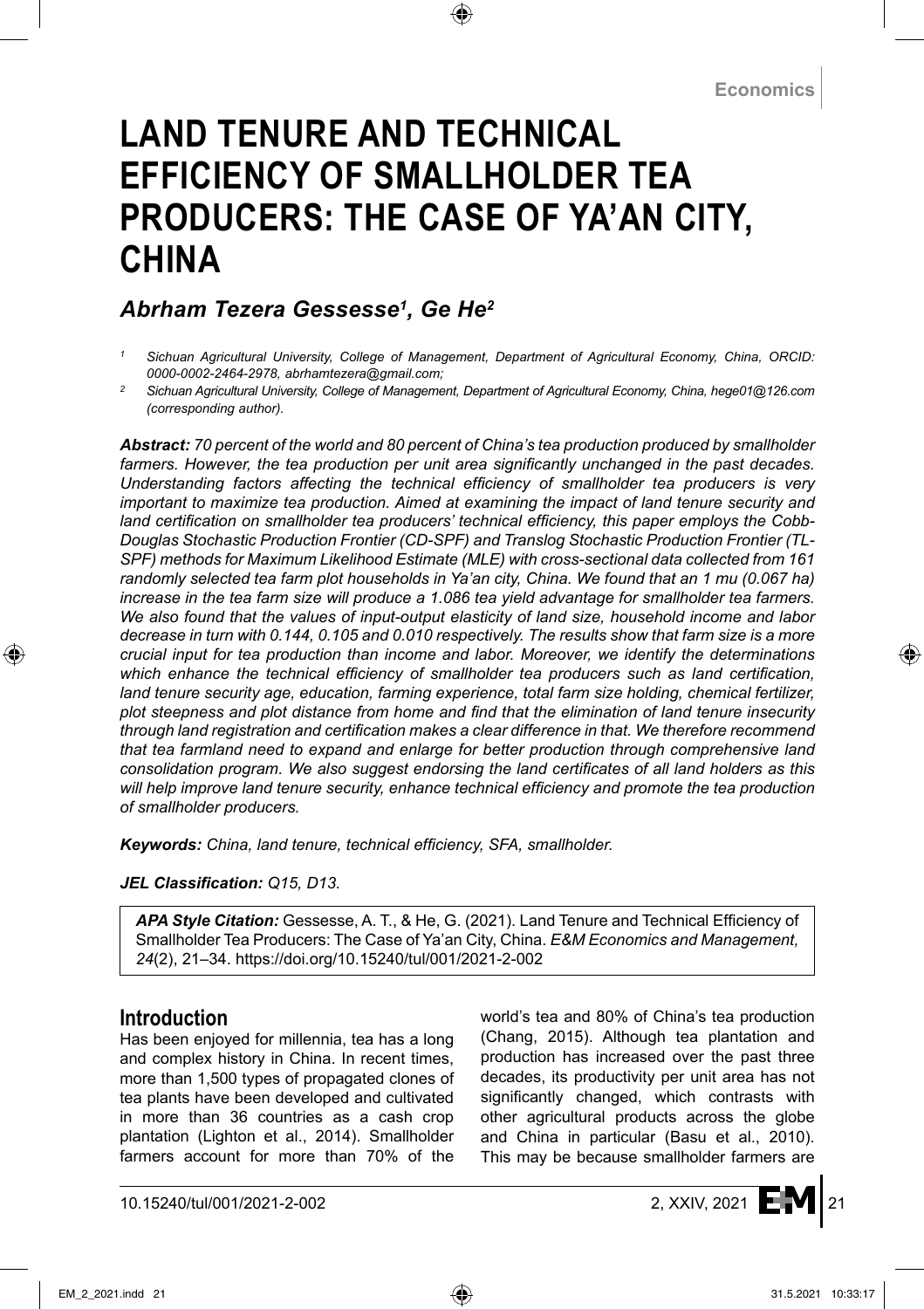Economics

# LAND TENURE AND TECHNICAL EFFICIENCY OF SMALLHOLDER TEA PRODUCERS: THE CASE OF YA'AN CITY, CHINA

### *Abrham Tezera Gessesse[1], Ge He[2]*

[1] *Sichuan Agricultural University, College of Management, Department of Agricultural Economy, China, ORCID: 0000-0002-2464-2978, abrhamtezera@gmail.com;*

[2] *Sichuan Agricultural University, College of Management, Department of Agricultural Economy, China, hege01@126.com (corresponding author).*

***Abstract:*** *70 percent of the world and 80 percent of China's tea production produced by smallholder farmers. However, the tea production per unit area significantly unchanged in the past decades. Understanding factors affecting the technical efficiency of smallholder tea producers is very important to maximize tea production. Aimed at examining the impact of land tenure security and land certification on smallholder tea producers' technical efficiency, this paper employs the Cobb-Douglas Stochastic Production Frontier (CD-SPF) and Translog Stochastic Production Frontier (TL-SPF) methods for Maximum Likelihood Estimate (MLE) with cross-sectional data collected from 161 randomly selected tea farm plot households in Ya'an city, China. We found that an 1 mu (0.067 ha) increase in the tea farm size will produce a 1.086 tea yield advantage for smallholder tea farmers. We also found that the values of input-output elasticity of land size, household income and labor decrease in turn with 0.144, 0.105 and 0.010 respectively. The results show that farm size is a more crucial input for tea production than income and labor. Moreover, we identify the determinations which enhance the technical efficiency of smallholder tea producers such as land certification, land tenure security age, education, farming experience, total farm size holding, chemical fertilizer, plot steepness and plot distance from home and find that the elimination of land tenure insecurity through land registration and certification makes a clear difference in that. We therefore recommend that tea farmland need to expand and enlarge for better production through comprehensive land consolidation program. We also suggest endorsing the land certificates of all land holders as this will help improve land tenure security, enhance technical efficiency and promote the tea production of smallholder producers.*

***Keywords:*** *China, land tenure, technical efficiency, SFA, smallholder.*

***JEL Classification:*** *Q15, D13.*

***APA Style Citation:*** Gessesse, A. T., & He, G. (2021). Land Tenure and Technical Efficiency of Smallholder Tea Producers: The Case of Ya'an City, China. *E&M Economics and Management, 24*(2), 21–34. https://doi.org/10.15240/tul/001/2021-2-002

## Introduction

Has been enjoyed for millennia, tea has a long and complex history in China. In recent times, more than 1,500 types of propagated clones of tea plants have been developed and cultivated in more than 36 countries as a cash crop plantation (Lighton et al., 2014). Smallholder farmers account for more than 70% of the world's tea and 80% of China's tea production (Chang, 2015). Although tea plantation and production has increased over the past three decades, its productivity per unit area has not significantly changed, which contrasts with other agricultural products across the globe and China in particular (Basu et al., 2010). This may be because smallholder farmers are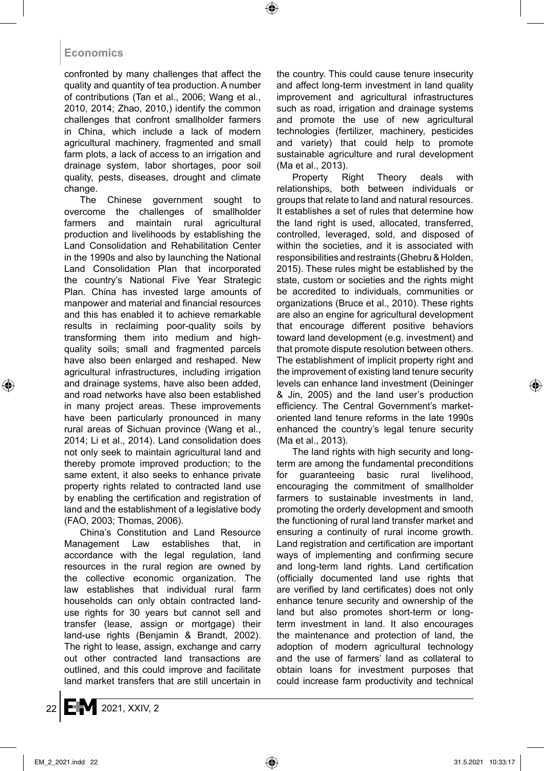confronted by many challenges that affect the quality and quantity of tea production. A number of contributions (Tan et al., 2006; Wang et al., 2010, 2014; Zhao, 2010,) identify the common challenges that confront smallholder farmers in China, which include a lack of modern agricultural machinery, fragmented and small farm plots, a lack of access to an irrigation and drainage system, labor shortages, poor soil quality, pests, diseases, drought and climate change.

The Chinese government sought to overcome the challenges of smallholder farmers and maintain rural agricultural production and livelihoods by establishing the Land Consolidation and Rehabilitation Center in the 1990s and also by launching the National Land Consolidation Plan that incorporated the country's National Five Year Strategic Plan. China has invested large amounts of manpower and material and financial resources and this has enabled it to achieve remarkable results in reclaiming poor-quality soils by transforming them into medium and high-quality soils; small and fragmented parcels have also been enlarged and reshaped. New agricultural infrastructures, including irrigation and drainage systems, have also been added, and road networks have also been established in many project areas. These improvements have been particularly pronounced in many rural areas of Sichuan province (Wang et al., 2014; Li et al., 2014). Land consolidation does not only seek to maintain agricultural land and thereby promote improved production; to the same extent, it also seeks to enhance private property rights related to contracted land use by enabling the certification and registration of land and the establishment of a legislative body (FAO, 2003; Thomas, 2006).

China's Constitution and Land Resource Management Law establishes that, in accordance with the legal regulation, land resources in the rural region are owned by the collective economic organization. The law establishes that individual rural farm households can only obtain contracted land-use rights for 30 years but cannot sell and transfer (lease, assign or mortgage) their land-use rights (Benjamin & Brandt, 2002). The right to lease, assign, exchange and carry out other contracted land transactions are outlined, and this could improve and facilitate land market transfers that are still uncertain in the country. This could cause tenure insecurity and affect long-term investment in land quality improvement and agricultural infrastructures such as road, irrigation and drainage systems and promote the use of new agricultural technologies (fertilizer, machinery, pesticides and variety) that could help to promote sustainable agriculture and rural development (Ma et al., 2013).

Property Right Theory deals with relationships, both between individuals or groups that relate to land and natural resources. It establishes a set of rules that determine how the land right is used, allocated, transferred, controlled, leveraged, sold, and disposed of within the societies, and it is associated with responsibilities and restraints (Ghebru & Holden, 2015). These rules might be established by the state, custom or societies and the rights might be accredited to individuals, communities or organizations (Bruce et al., 2010). These rights are also an engine for agricultural development that encourage different positive behaviors toward land development (e.g. investment) and that promote dispute resolution between others. The establishment of implicit property right and the improvement of existing land tenure security levels can enhance land investment (Deininger & Jin, 2005) and the land user's production efficiency. The Central Government's market-oriented land tenure reforms in the late 1990s enhanced the country's legal tenure security (Ma et al., 2013).

The land rights with high security and long-term are among the fundamental preconditions for guaranteeing basic rural livelihood, encouraging the commitment of smallholder farmers to sustainable investments in land, promoting the orderly development and smooth the functioning of rural land transfer market and ensuring a continuity of rural income growth. Land registration and certification are important ways of implementing and confirming secure and long-term land rights. Land certification (officially documented land use rights that are verified by land certificates) does not only enhance tenure security and ownership of the land but also promotes short-term or long-term investment in land. It also encourages the maintenance and protection of land, the adoption of modern agricultural technology and the use of farmers' land as collateral to obtain loans for investment purposes that could increase farm productivity and technical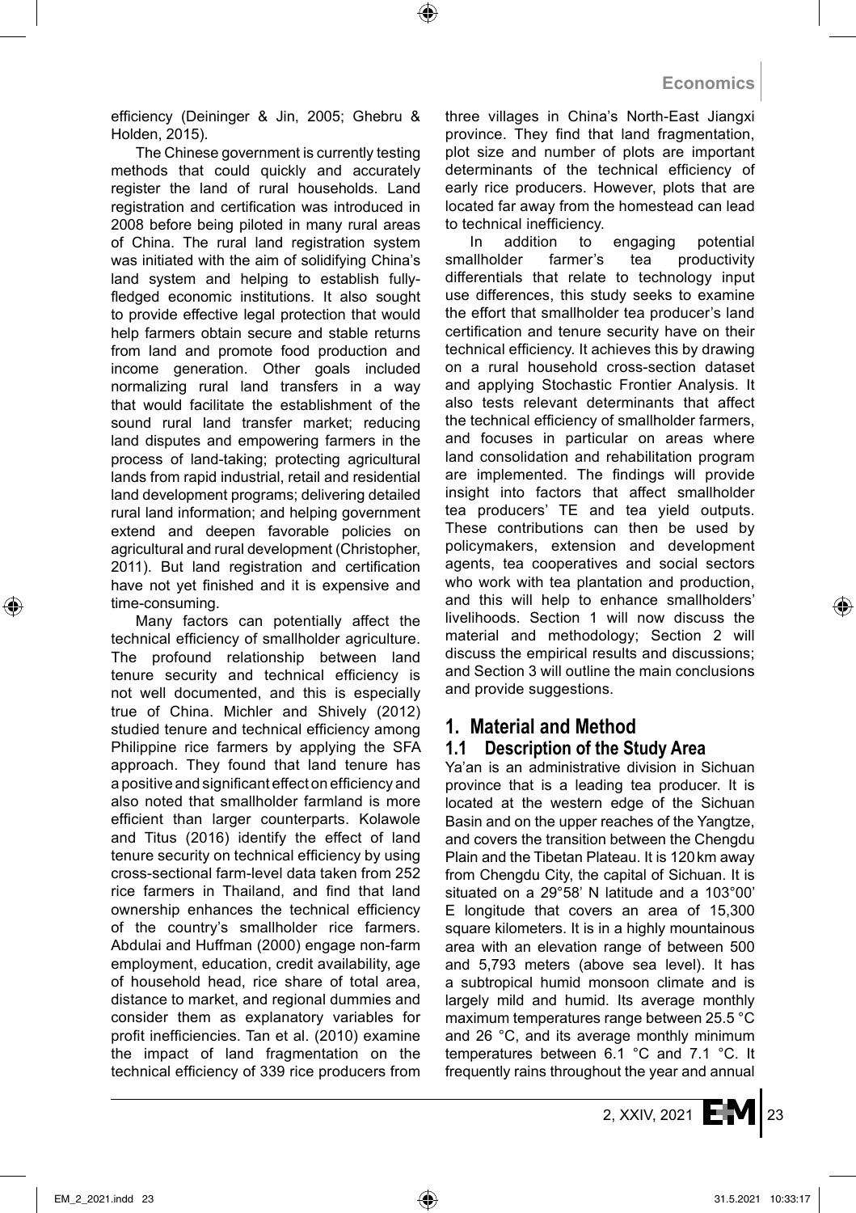efficiency (Deininger & Jin, 2005; Ghebru & Holden, 2015).

The Chinese government is currently testing methods that could quickly and accurately register the land of rural households. Land registration and certification was introduced in 2008 before being piloted in many rural areas of China. The rural land registration system was initiated with the aim of solidifying China's land system and helping to establish fully-fledged economic institutions. It also sought to provide effective legal protection that would help farmers obtain secure and stable returns from land and promote food production and income generation. Other goals included normalizing rural land transfers in a way that would facilitate the establishment of the sound rural land transfer market; reducing land disputes and empowering farmers in the process of land-taking; protecting agricultural lands from rapid industrial, retail and residential land development programs; delivering detailed rural land information; and helping government extend and deepen favorable policies on agricultural and rural development (Christopher, 2011). But land registration and certification have not yet finished and it is expensive and time-consuming.

Many factors can potentially affect the technical efficiency of smallholder agriculture. The profound relationship between land tenure security and technical efficiency is not well documented, and this is especially true of China. Michler and Shively (2012) studied tenure and technical efficiency among Philippine rice farmers by applying the SFA approach. They found that land tenure has a positive and significant effect on efficiency and also noted that smallholder farmland is more efficient than larger counterparts. Kolawole and Titus (2016) identify the effect of land tenure security on technical efficiency by using cross-sectional farm-level data taken from 252 rice farmers in Thailand, and find that land ownership enhances the technical efficiency of the country's smallholder rice farmers. Abdulai and Huffman (2000) engage non-farm employment, education, credit availability, age of household head, rice share of total area, distance to market, and regional dummies and consider them as explanatory variables for profit inefficiencies. Tan et al. (2010) examine the impact of land fragmentation on the technical efficiency of 339 rice producers from three villages in China's North-East Jiangxi province. They find that land fragmentation, plot size and number of plots are important determinants of the technical efficiency of early rice producers. However, plots that are located far away from the homestead can lead to technical inefficiency.

In addition to engaging potential smallholder farmer's tea productivity differentials that relate to technology input use differences, this study seeks to examine the effort that smallholder tea producer's land certification and tenure security have on their technical efficiency. It achieves this by drawing on a rural household cross-section dataset and applying Stochastic Frontier Analysis. It also tests relevant determinants that affect the technical efficiency of smallholder farmers, and focuses in particular on areas where land consolidation and rehabilitation program are implemented. The findings will provide insight into factors that affect smallholder tea producers' TE and tea yield outputs. These contributions can then be used by policymakers, extension and development agents, tea cooperatives and social sectors who work with tea plantation and production, and this will help to enhance smallholders' livelihoods. Section 1 will now discuss the material and methodology; Section 2 will discuss the empirical results and discussions; and Section 3 will outline the main conclusions and provide suggestions.

# 1. Material and Method

## 1.1 Description of the Study Area

Ya'an is an administrative division in Sichuan province that is a leading tea producer. It is located at the western edge of the Sichuan Basin and on the upper reaches of the Yangtze, and covers the transition between the Chengdu Plain and the Tibetan Plateau. It is 120 km away from Chengdu City, the capital of Sichuan. It is situated on a 29°58' N latitude and a 103°00' E longitude that covers an area of 15,300 square kilometers. It is in a highly mountainous area with an elevation range of between 500 and 5,793 meters (above sea level). It has a subtropical humid monsoon climate and is largely mild and humid. Its average monthly maximum temperatures range between 25.5 °C and 26 °C, and its average monthly minimum temperatures between 6.1 °C and 7.1 °C. It frequently rains throughout the year and annual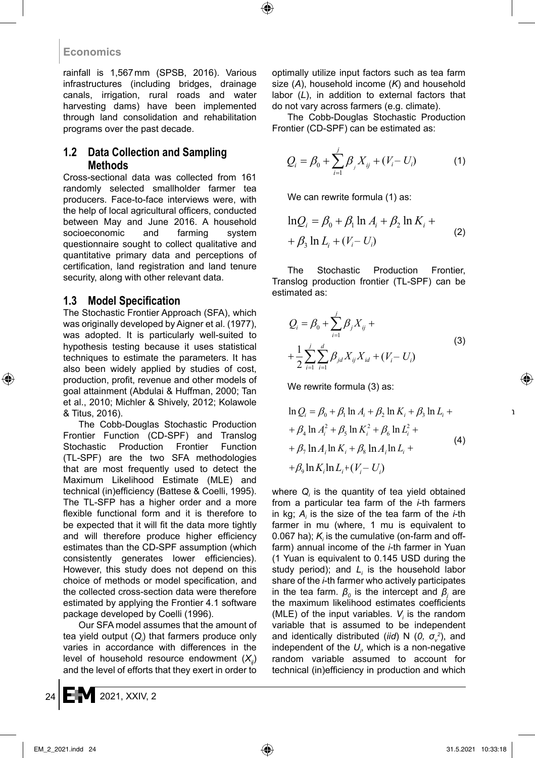rainfall is 1,567 mm (SPSB, 2016). Various infrastructures (including bridges, drainage canals, irrigation, rural roads and water harvesting dams) have been implemented through land consolidation and rehabilitation programs over the past decade.

## 1.2 Data Collection and Sampling Methods

Cross-sectional data was collected from 161 randomly selected smallholder farmer tea producers. Face-to-face interviews were, with the help of local agricultural officers, conducted between May and June 2016. A household socioeconomic and farming system questionnaire sought to collect qualitative and quantitative primary data and perceptions of certification, land registration and land tenure security, along with other relevant data.

## 1.3 Model Specification

The Stochastic Frontier Approach (SFA), which was originally developed by Aigner et al. (1977), was adopted. It is particularly well-suited to hypothesis testing because it uses statistical techniques to estimate the parameters. It has also been widely applied by studies of cost, production, profit, revenue and other models of goal attainment (Abdulai & Huffman, 2000; Tan et al., 2010; Michler & Shively, 2012; Kolawole & Titus, 2016).

The Cobb-Douglas Stochastic Production Frontier Function (CD-SPF) and Translog Stochastic Production Frontier Function (TL-SPF) are the two SFA methodologies that are most frequently used to detect the Maximum Likelihood Estimate (MLE) and technical (in)efficiency (Battese & Coelli, 1995). The TL-SFP has a higher order and a more flexible functional form and it is therefore to be expected that it will fit the data more tightly and will therefore produce higher efficiency estimates than the CD-SPF assumption (which consistently generates lower efficiencies). However, this study does not depend on this choice of methods or model specification, and the collected cross-section data were therefore estimated by applying the Frontier 4.1 software package developed by Coelli (1996).

Our SFA model assumes that the amount of tea yield output ($Q_i$) that farmers produce only varies in accordance with differences in the level of household resource endowment ($X_{ij}$) and the level of efforts that they exert in order to optimally utilize input factors such as tea farm size ($A$), household income ($K$) and household labor ($L$), in addition to external factors that do not vary across farmers (e.g. climate).

The Cobb-Douglas Stochastic Production Frontier (CD-SPF) can be estimated as:

$$Q_i = \beta_0 + \sum_{i=1}^{j} \beta_j X_{ij} + (V_i - U_i) \quad (1)$$

We can rewrite formula (1) as:

$$\ln Q_i = \beta_0 + \beta_1 \ln A_i + \beta_2 \ln K_i + \beta_3 \ln L_i + (V_i - U_i) \quad (2)$$

The Stochastic Production Frontier, Translog production frontier (TL-SPF) can be estimated as:

$$Q_i = \beta_0 + \sum_{i=1}^{j} \beta_j X_{ij} + \frac{1}{2} \sum_{i=1}^{j} \sum_{i=1}^{d} \beta_{jd} X_{ij} X_{id} + (V_i - U_i) \quad (3)$$

We rewrite formula (3) as:

$$\ln Q_i = \beta_0 + \beta_1 \ln A_i + \beta_2 \ln K_i + \beta_3 \ln L_i + \beta_4 \ln A_i^2 + \beta_5 \ln K_i^2 + \beta_6 \ln L_i^2 + \beta_7 \ln A_i \ln K_i + \beta_8 \ln A_i \ln L_i + \beta_9 \ln K_i \ln L_i + (V_i - U_i) \quad (4)$$

where $Q_i$ is the quantity of tea yield obtained from a particular tea farm of the $i$-th farmers in kg; $A_i$ is the size of the tea farm of the $i$-th farmer in mu (where, 1 mu is equivalent to 0.067 ha); $K_i$ is the cumulative (on-farm and off-farm) annual income of the $i$-th farmer in Yuan (1 Yuan is equivalent to 0.145 USD during the study period); and $L_i$ is the household labor share of the $i$-th farmer who actively participates in the tea farm. $\beta_0$ is the intercept and $\beta_j$ are the maximum likelihood estimates coefficients (MLE) of the input variables. $V_i$ is the random variable that is assumed to be independent and identically distributed (*iid*) N ($0, \sigma_v^2$), and independent of the $U_i$, which is a non-negative random variable assumed to account for technical (in)efficiency in production and which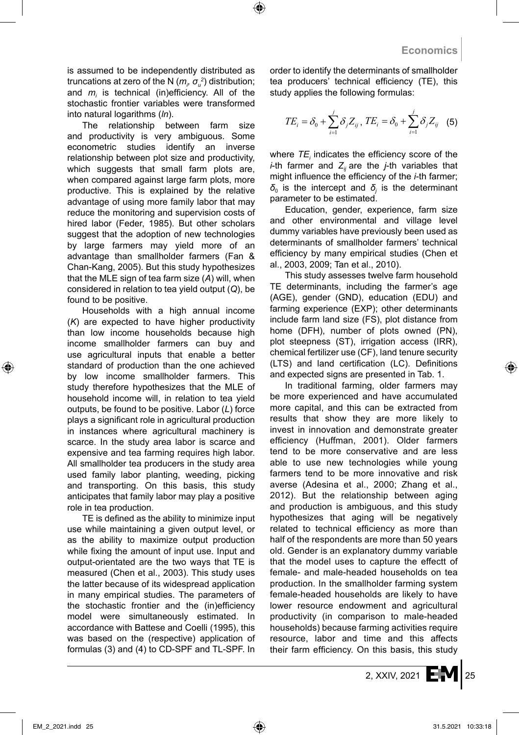is assumed to be independently distributed as truncations at zero of the N ($m_i$, $\sigma_u^2$) distribution; and $m_i$ is technical (in)efficiency. All of the stochastic frontier variables were transformed into natural logarithms (*ln*).

The relationship between farm size and productivity is very ambiguous. Some econometric studies identify an inverse relationship between plot size and productivity, which suggests that small farm plots are, when compared against large farm plots, more productive. This is explained by the relative advantage of using more family labor that may reduce the monitoring and supervision costs of hired labor (Feder, 1985). But other scholars suggest that the adoption of new technologies by large farmers may yield more of an advantage than smallholder farmers (Fan & Chan-Kang, 2005). But this study hypothesizes that the MLE sign of tea farm size (*A*) will, when considered in relation to tea yield output (*Q*), be found to be positive.

Households with a high annual income (*K*) are expected to have higher productivity than low income households because high income smallholder farmers can buy and use agricultural inputs that enable a better standard of production than the one achieved by low income smallholder farmers. This study therefore hypothesizes that the MLE of household income will, in relation to tea yield outputs, be found to be positive. Labor (*L*) force plays a significant role in agricultural production in instances where agricultural machinery is scarce. In the study area labor is scarce and expensive and tea farming requires high labor. All smallholder tea producers in the study area used family labor planting, weeding, picking and transporting. On this basis, this study anticipates that family labor may play a positive role in tea production.

TE is defined as the ability to minimize input use while maintaining a given output level, or as the ability to maximize output production while fixing the amount of input use. Input and output-orientated are the two ways that TE is measured (Chen et al., 2003). This study uses the latter because of its widespread application in many empirical studies. The parameters of the stochastic frontier and the (in)efficiency model were simultaneously estimated. In accordance with Battese and Coelli (1995), this was based on the (respective) application of formulas (3) and (4) to CD-SPF and TL-SPF. In order to identify the determinants of smallholder tea producers' technical efficiency (TE), this study applies the following formulas:

$$TE_i = \delta_0 + \sum_{i=1}^{j} \delta_j Z_{ij} \, , \; TE_i = \delta_0 + \sum_{i=1}^{j} \delta_j Z_{ij} \quad (5)$$

where $TE_i$ indicates the efficiency score of the *i*-th farmer and $Z_{ij}$ are the *j*-th variables that might influence the efficiency of the *i*-th farmer; $\delta_0$ is the intercept and $\delta_j$ is the determinant parameter to be estimated.

Education, gender, experience, farm size and other environmental and village level dummy variables have previously been used as determinants of smallholder farmers' technical efficiency by many empirical studies (Chen et al., 2003, 2009; Tan et al., 2010).

This study assesses twelve farm household TE determinants, including the farmer's age (AGE), gender (GND), education (EDU) and farming experience (EXP); other determinants include farm land size (FS), plot distance from home (DFH), number of plots owned (PN), plot steepness (ST), irrigation access (IRR), chemical fertilizer use (CF), land tenure security (LTS) and land certification (LC). Definitions and expected signs are presented in Tab. 1.

In traditional farming, older farmers may be more experienced and have accumulated more capital, and this can be extracted from results that show they are more likely to invest in innovation and demonstrate greater efficiency (Huffman, 2001). Older farmers tend to be more conservative and are less able to use new technologies while young farmers tend to be more innovative and risk averse (Adesina et al., 2000; Zhang et al., 2012). But the relationship between aging and production is ambiguous, and this study hypothesizes that aging will be negatively related to technical efficiency as more than half of the respondents are more than 50 years old. Gender is an explanatory dummy variable that the model uses to capture the effectt of female- and male-headed households on tea production. In the smallholder farming system female-headed households are likely to have lower resource endowment and agricultural productivity (in comparison to male-headed households) because farming activities require resource, labor and time and this affects their farm efficiency. On this basis, this study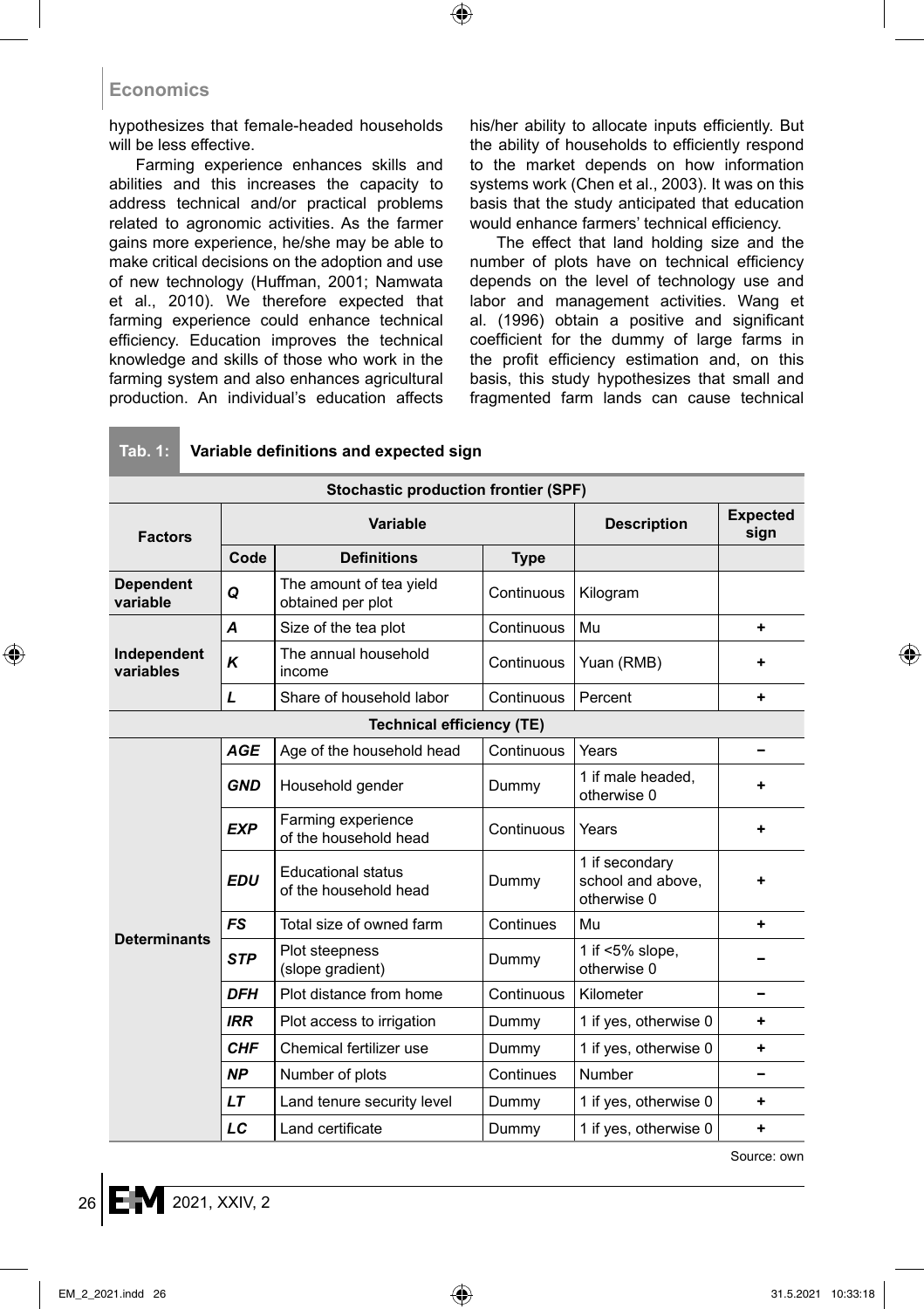hypothesizes that female-headed households will be less effective.

Farming experience enhances skills and abilities and this increases the capacity to address technical and/or practical problems related to agronomic activities. As the farmer gains more experience, he/she may be able to make critical decisions on the adoption and use of new technology (Huffman, 2001; Namwata et al., 2010). We therefore expected that farming experience could enhance technical efficiency. Education improves the technical knowledge and skills of those who work in the farming system and also enhances agricultural production. An individual's education affects his/her ability to allocate inputs efficiently. But the ability of households to efficiently respond to the market depends on how information systems work (Chen et al., 2003). It was on this basis that the study anticipated that education would enhance farmers' technical efficiency.

The effect that land holding size and the number of plots have on technical efficiency depends on the level of technology use and labor and management activities. Wang et al. (1996) obtain a positive and significant coefficient for the dummy of large farms in the profit efficiency estimation and, on this basis, this study hypothesizes that small and fragmented farm lands can cause technical

**Tab. 1: Variable definitions and expected sign**

| Factors | Variable | | | Description | Expected sign |
|---|---|---|---|---|---|
| | Code | Definitions | Type | | |
| **Stochastic production frontier (SPF)** | | | | | |
| Dependent variable | ***Q*** | The amount of tea yield obtained per plot | Continuous | Kilogram | |
| Independent variables | ***A*** | Size of the tea plot | Continuous | Mu | + |
| | ***K*** | The annual household income | Continuous | Yuan (RMB) | + |
| | ***L*** | Share of household labor | Continuous | Percent | + |
| **Technical efficiency (TE)** | | | | | |
| Determinants | ***AGE*** | Age of the household head | Continuous | Years | – |
| | ***GND*** | Household gender | Dummy | 1 if male headed, otherwise 0 | + |
| | ***EXP*** | Farming experience of the household head | Continuous | Years | + |
| | ***EDU*** | Educational status of the household head | Dummy | 1 if secondary school and above, otherwise 0 | + |
| | ***FS*** | Total size of owned farm | Continues | Mu | + |
| | ***STP*** | Plot steepness (slope gradient) | Dummy | 1 if <5% slope, otherwise 0 | – |
| | ***DFH*** | Plot distance from home | Continuous | Kilometer | – |
| | ***IRR*** | Plot access to irrigation | Dummy | 1 if yes, otherwise 0 | + |
| | ***CHF*** | Chemical fertilizer use | Dummy | 1 if yes, otherwise 0 | + |
| | ***NP*** | Number of plots | Continues | Number | – |
| | ***LT*** | Land tenure security level | Dummy | 1 if yes, otherwise 0 | + |
| | ***LC*** | Land certificate | Dummy | 1 if yes, otherwise 0 | + |

Source: own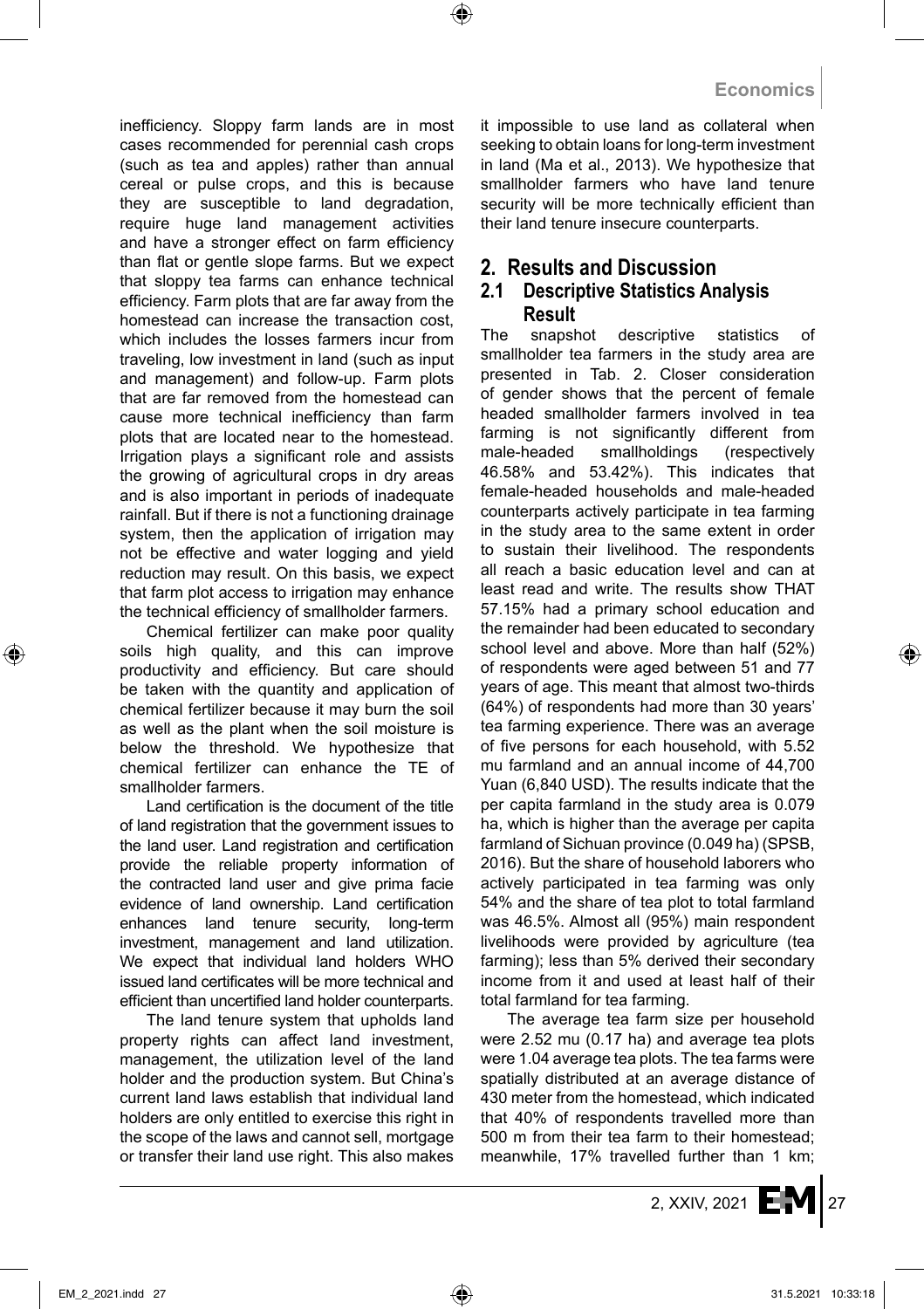inefficiency. Sloppy farm lands are in most cases recommended for perennial cash crops (such as tea and apples) rather than annual cereal or pulse crops, and this is because they are susceptible to land degradation, require huge land management activities and have a stronger effect on farm efficiency than flat or gentle slope farms. But we expect that sloppy tea farms can enhance technical efficiency. Farm plots that are far away from the homestead can increase the transaction cost, which includes the losses farmers incur from traveling, low investment in land (such as input and management) and follow-up. Farm plots that are far removed from the homestead can cause more technical inefficiency than farm plots that are located near to the homestead. Irrigation plays a significant role and assists the growing of agricultural crops in dry areas and is also important in periods of inadequate rainfall. But if there is not a functioning drainage system, then the application of irrigation may not be effective and water logging and yield reduction may result. On this basis, we expect that farm plot access to irrigation may enhance the technical efficiency of smallholder farmers.

Chemical fertilizer can make poor quality soils high quality, and this can improve productivity and efficiency. But care should be taken with the quantity and application of chemical fertilizer because it may burn the soil as well as the plant when the soil moisture is below the threshold. We hypothesize that chemical fertilizer can enhance the TE of smallholder farmers.

Land certification is the document of the title of land registration that the government issues to the land user. Land registration and certification provide the reliable property information of the contracted land user and give prima facie evidence of land ownership. Land certification enhances land tenure security, long-term investment, management and land utilization. We expect that individual land holders WHO issued land certificates will be more technical and efficient than uncertified land holder counterparts.

The land tenure system that upholds land property rights can affect land investment, management, the utilization level of the land holder and the production system. But China's current land laws establish that individual land holders are only entitled to exercise this right in the scope of the laws and cannot sell, mortgage or transfer their land use right. This also makes it impossible to use land as collateral when seeking to obtain loans for long-term investment in land (Ma et al., 2013). We hypothesize that smallholder farmers who have land tenure security will be more technically efficient than their land tenure insecure counterparts.

# 2. Results and Discussion

## 2.1 Descriptive Statistics Analysis Result

The snapshot descriptive statistics of smallholder tea farmers in the study area are presented in Tab. 2. Closer consideration of gender shows that the percent of female headed smallholder farmers involved in tea farming is not significantly different from male-headed smallholdings (respectively 46.58% and 53.42%). This indicates that female-headed households and male-headed counterparts actively participate in tea farming in the study area to the same extent in order to sustain their livelihood. The respondents all reach a basic education level and can at least read and write. The results show THAT 57.15% had a primary school education and the remainder had been educated to secondary school level and above. More than half (52%) of respondents were aged between 51 and 77 years of age. This meant that almost two-thirds (64%) of respondents had more than 30 years' tea farming experience. There was an average of five persons for each household, with 5.52 mu farmland and an annual income of 44,700 Yuan (6,840 USD). The results indicate that the per capita farmland in the study area is 0.079 ha, which is higher than the average per capita farmland of Sichuan province (0.049 ha) (SPSB, 2016). But the share of household laborers who actively participated in tea farming was only 54% and the share of tea plot to total farmland was 46.5%. Almost all (95%) main respondent livelihoods were provided by agriculture (tea farming); less than 5% derived their secondary income from it and used at least half of their total farmland for tea farming.

The average tea farm size per household were 2.52 mu (0.17 ha) and average tea plots were 1.04 average tea plots. The tea farms were spatially distributed at an average distance of 430 meter from the homestead, which indicated that 40% of respondents travelled more than 500 m from their tea farm to their homestead; meanwhile, 17% travelled further than 1 km;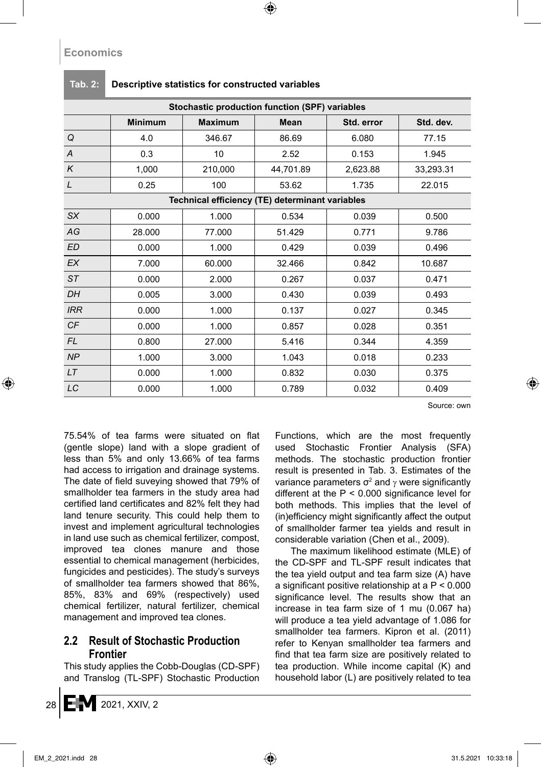**Tab. 2: Descriptive statistics for constructed variables**

| Stochastic production function (SPF) variables | | | | | |
|---|---|---|---|---|---|
| | Minimum | Maximum | Mean | Std. error | Std. dev. |
| *Q* | 4.0 | 346.67 | 86.69 | 6.080 | 77.15 |
| *A* | 0.3 | 10 | 2.52 | 0.153 | 1.945 |
| *K* | 1,000 | 210,000 | 44,701.89 | 2,623.88 | 33,293.31 |
| *L* | 0.25 | 100 | 53.62 | 1.735 | 22.015 |
| **Technical efficiency (TE) determinant variables** | | | | | |
| *SX* | 0.000 | 1.000 | 0.534 | 0.039 | 0.500 |
| *AG* | 28.000 | 77.000 | 51.429 | 0.771 | 9.786 |
| *ED* | 0.000 | 1.000 | 0.429 | 0.039 | 0.496 |
| *EX* | 7.000 | 60.000 | 32.466 | 0.842 | 10.687 |
| *ST* | 0.000 | 2.000 | 0.267 | 0.037 | 0.471 |
| *DH* | 0.005 | 3.000 | 0.430 | 0.039 | 0.493 |
| *IRR* | 0.000 | 1.000 | 0.137 | 0.027 | 0.345 |
| *CF* | 0.000 | 1.000 | 0.857 | 0.028 | 0.351 |
| *FL* | 0.800 | 27.000 | 5.416 | 0.344 | 4.359 |
| *NP* | 1.000 | 3.000 | 1.043 | 0.018 | 0.233 |
| *LT* | 0.000 | 1.000 | 0.832 | 0.030 | 0.375 |
| *LC* | 0.000 | 1.000 | 0.789 | 0.032 | 0.409 |

Source: own

75.54% of tea farms were situated on flat (gentle slope) land with a slope gradient of less than 5% and only 13.66% of tea farms had access to irrigation and drainage systems. The date of field suveying showed that 79% of smallholder tea farmers in the study area had certified land certificates and 82% felt they had land tenure security. This could help them to invest and implement agricultural technologies in land use such as chemical fertilizer, compost, improved tea clones manure and those essential to chemical management (herbicides, fungicides and pesticides). The study's surveys of smallholder tea farmers showed that 86%, 85%, 83% and 69% (respectively) used chemical fertilizer, natural fertilizer, chemical management and improved tea clones.

## 2.2 Result of Stochastic Production Frontier

This study applies the Cobb-Douglas (CD-SPF) and Translog (TL-SPF) Stochastic Production Functions, which are the most frequently used Stochastic Frontier Analysis (SFA) methods. The stochastic production frontier result is presented in Tab. 3. Estimates of the variance parameters $\sigma^2$ and $\gamma$ were significantly different at the $P < 0.000$ significance level for both methods. This implies that the level of (in)efficiency might significantly affect the output of smallholder farmer tea yields and result in considerable variation (Chen et al., 2009).

The maximum likelihood estimate (MLE) of the CD-SPF and TL-SPF result indicates that the tea yield output and tea farm size (A) have a significant positive relationship at a $P < 0.000$ significance level. The results show that an increase in tea farm size of 1 mu (0.067 ha) will produce a tea yield advantage of 1.086 for smallholder tea farmers. Kipron et al. (2011) refer to Kenyan smallholder tea farmers and find that tea farm size are positively related to tea production. While income capital (K) and household labor (L) are positively related to tea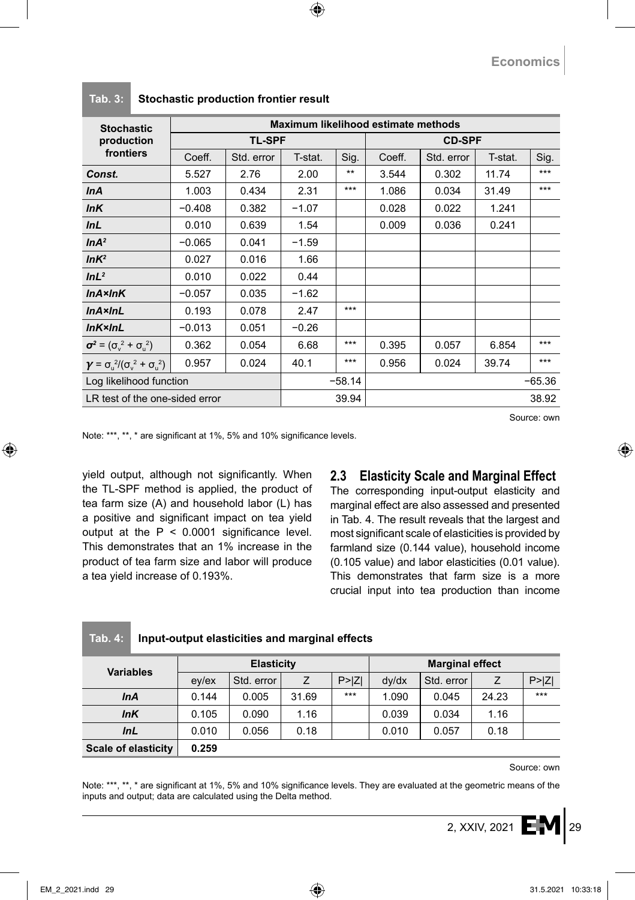**Tab. 3: Stochastic production frontier result**

| Stochastic production frontiers | Maximum likelihood estimate methods | | | | | | | |
|---|---|---|---|---|---|---|---|---|
| | TL-SPF | | | | CD-SPF | | | |
| | Coeff. | Std. error | T-stat. | Sig. | Coeff. | Std. error | T-stat. | Sig. |
| ***Const.*** | 5.527 | 2.76 | 2.00 | ** | 3.544 | 0.302 | 11.74 | *** |
| ***lnA*** | 1.003 | 0.434 | 2.31 | *** | 1.086 | 0.034 | 31.49 | *** |
| ***lnK*** | −0.408 | 0.382 | −1.07 | | 0.028 | 0.022 | 1.241 | |
| ***lnL*** | 0.010 | 0.639 | 1.54 | | 0.009 | 0.036 | 0.241 | |
| ***lnA²*** | −0.065 | 0.041 | −1.59 | | | | | |
| ***lnK²*** | 0.027 | 0.016 | 1.66 | | | | | |
| ***lnL²*** | 0.010 | 0.022 | 0.44 | | | | | |
| ***lnA×lnK*** | −0.057 | 0.035 | −1.62 | | | | | |
| ***lnA×lnL*** | 0.193 | 0.078 | 2.47 | *** | | | | |
| ***lnK×lnL*** | −0.013 | 0.051 | −0.26 | | | | | |
| $\sigma^2 = (\sigma_v^2 + \sigma_u^2)$ | 0.362 | 0.054 | 6.68 | *** | 0.395 | 0.057 | 6.854 | *** |
| $\gamma = \sigma_u^2/(\sigma_v^2 + \sigma_u^2)$ | 0.957 | 0.024 | 40.1 | *** | 0.956 | 0.024 | 39.74 | *** |
| Log likelihood function | | | −58.14 | | | | −65.36 | |
| LR test of the one-sided error | | | 39.94 | | | | 38.92 | |

Source: own

Note: ***, **, * are significant at 1%, 5% and 10% significance levels.

yield output, although not significantly. When the TL-SPF method is applied, the product of tea farm size (A) and household labor (L) has a positive and significant impact on tea yield output at the $P < 0.0001$ significance level. This demonstrates that an 1% increase in the product of tea farm size and labor will produce a tea yield increase of 0.193%.

## 2.3 Elasticity Scale and Marginal Effect

The corresponding input-output elasticity and marginal effect are also assessed and presented in Tab. 4. The result reveals that the largest and most significant scale of elasticities is provided by farmland size (0.144 value), household income (0.105 value) and labor elasticities (0.01 value). This demonstrates that farm size is a more crucial input into tea production than income

**Tab. 4: Input-output elasticities and marginal effects**

| Variables | Elasticity | | | | Marginal effect | | | |
|---|---|---|---|---|---|---|---|---|
| | ey/ex | Std. error | Z | P>\|Z\| | dy/dx | Std. error | Z | P>\|Z\| |
| ***lnA*** | 0.144 | 0.005 | 31.69 | *** | 1.090 | 0.045 | 24.23 | *** |
| ***lnK*** | 0.105 | 0.090 | 1.16 | | 0.039 | 0.034 | 1.16 | |
| ***lnL*** | 0.010 | 0.056 | 0.18 | | 0.010 | 0.057 | 0.18 | |
| **Scale of elasticity** | **0.259** | | | | | | | |

Source: own

Note: ***, **, * are significant at 1%, 5% and 10% significance levels. They are evaluated at the geometric means of the inputs and output; data are calculated using the Delta method.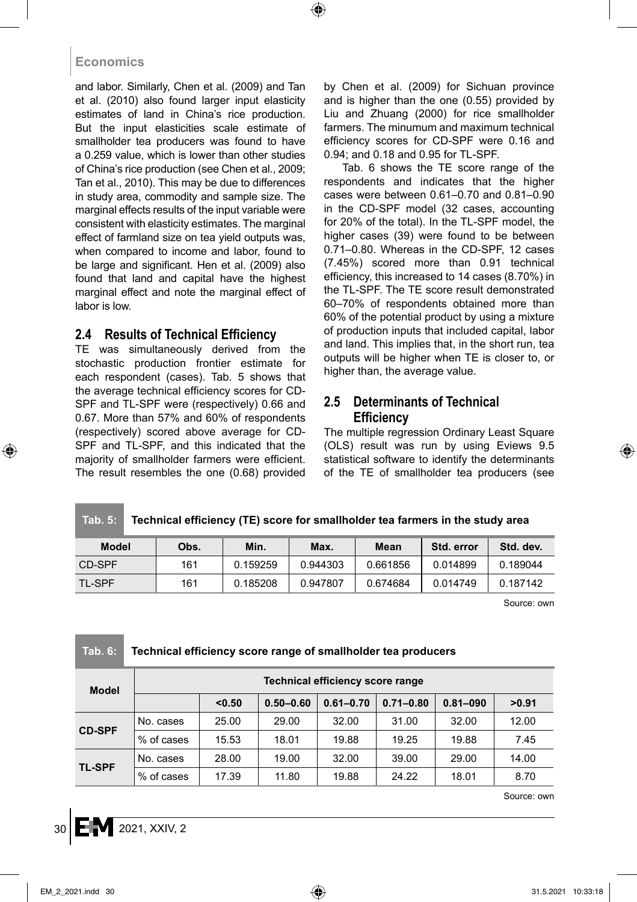and labor. Similarly, Chen et al. (2009) and Tan et al. (2010) also found larger input elasticity estimates of land in China's rice production. But the input elasticities scale estimate of smallholder tea producers was found to have a 0.259 value, which is lower than other studies of China's rice production (see Chen et al., 2009; Tan et al., 2010). This may be due to differences in study area, commodity and sample size. The marginal effects results of the input variable were consistent with elasticity estimates. The marginal effect of farmland size on tea yield outputs was, when compared to income and labor, found to be large and significant. Hen et al. (2009) also found that land and capital have the highest marginal effect and note the marginal effect of labor is low.

## 2.4 Results of Technical Efficiency

TE was simultaneously derived from the stochastic production frontier estimate for each respondent (cases). Tab. 5 shows that the average technical efficiency scores for CD-SPF and TL-SPF were (respectively) 0.66 and 0.67. More than 57% and 60% of respondents (respectively) scored above average for CD-SPF and TL-SPF, and this indicated that the majority of smallholder farmers were efficient. The result resembles the one (0.68) provided by Chen et al. (2009) for Sichuan province and is higher than the one (0.55) provided by Liu and Zhuang (2000) for rice smallholder farmers. The minumum and maximum technical efficiency scores for CD-SPF were 0.16 and 0.94; and 0.18 and 0.95 for TL-SPF.

Tab. 6 shows the TE score range of the respondents and indicates that the higher cases were between 0.61–0.70 and 0.81–0.90 in the CD-SPF model (32 cases, accounting for 20% of the total). In the TL-SPF model, the higher cases (39) were found to be between 0.71–0.80. Whereas in the CD-SPF, 12 cases (7.45%) scored more than 0.91 technical efficiency, this increased to 14 cases (8.70%) in the TL-SPF. The TE score result demonstrated 60–70% of respondents obtained more than 60% of the potential product by using a mixture of production inputs that included capital, labor and land. This implies that, in the short run, tea outputs will be higher when TE is closer to, or higher than, the average value.

## 2.5 Determinants of Technical Efficiency

The multiple regression Ordinary Least Square (OLS) result was run by using Eviews 9.5 statistical software to identify the determinants of the TE of smallholder tea producers (see

**Tab. 5: Technical efficiency (TE) score for smallholder tea farmers in the study area**

| Model | Obs. | Min. | Max. | Mean | Std. error | Std. dev. |
|---|---|---|---|---|---|---|
| CD-SPF | 161 | 0.159259 | 0.944303 | 0.661856 | 0.014899 | 0.189044 |
| TL-SPF | 161 | 0.185208 | 0.947807 | 0.674684 | 0.014749 | 0.187142 |

Source: own

**Tab. 6: Technical efficiency score range of smallholder tea producers**

| Model | Technical efficiency score range | | | | | | |
|---|---|---|---|---|---|---|---|
| | | <0.50 | 0.50–0.60 | 0.61–0.70 | 0.71–0.80 | 0.81–090 | >0.91 |
| CD-SPF | No. cases | 25.00 | 29.00 | 32.00 | 31.00 | 32.00 | 12.00 |
| | % of cases | 15.53 | 18.01 | 19.88 | 19.25 | 19.88 | 7.45 |
| TL-SPF | No. cases | 28.00 | 19.00 | 32.00 | 39.00 | 29.00 | 14.00 |
| | % of cases | 17.39 | 11.80 | 19.88 | 24.22 | 18.01 | 8.70 |

Source: own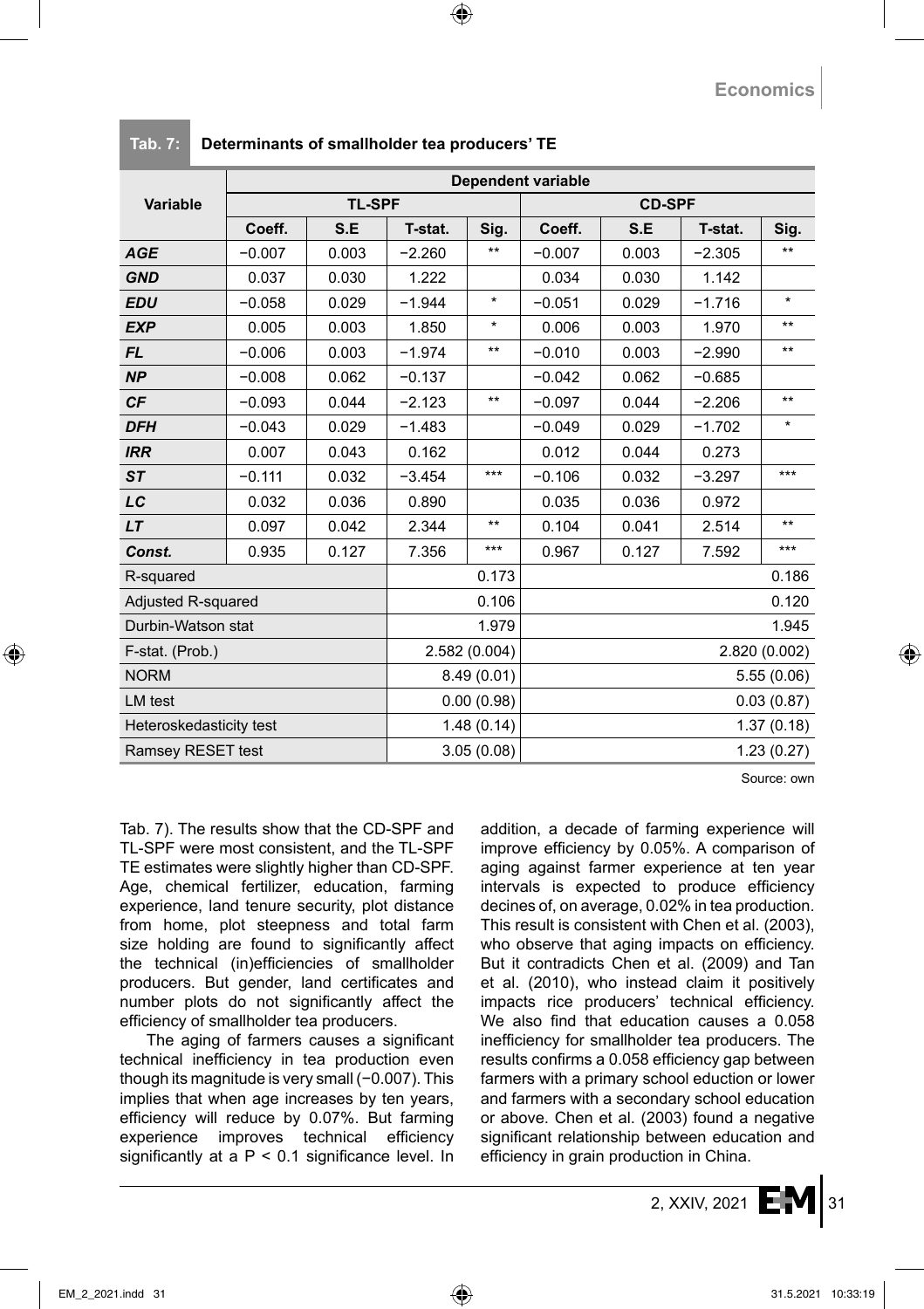**Tab. 7: Determinants of smallholder tea producers' TE**

| Variable | Dependent variable | | | | | | | |
|---|---|---|---|---|---|---|---|---|
| | TL-SPF | | | | CD-SPF | | | |
| | Coeff. | S.E | T-stat. | Sig. | Coeff. | S.E | T-stat. | Sig. |
| ***AGE*** | −0.007 | 0.003 | −2.260 | ** | −0.007 | 0.003 | −2.305 | ** |
| ***GND*** | 0.037 | 0.030 | 1.222 | | 0.034 | 0.030 | 1.142 | |
| ***EDU*** | −0.058 | 0.029 | −1.944 | * | −0.051 | 0.029 | −1.716 | * |
| ***EXP*** | 0.005 | 0.003 | 1.850 | * | 0.006 | 0.003 | 1.970 | ** |
| ***FL*** | −0.006 | 0.003 | −1.974 | ** | −0.010 | 0.003 | −2.990 | ** |
| ***NP*** | −0.008 | 0.062 | −0.137 | | −0.042 | 0.062 | −0.685 | |
| ***CF*** | −0.093 | 0.044 | −2.123 | ** | −0.097 | 0.044 | −2.206 | ** |
| ***DFH*** | −0.043 | 0.029 | −1.483 | | −0.049 | 0.029 | −1.702 | * |
| ***IRR*** | 0.007 | 0.043 | 0.162 | | 0.012 | 0.044 | 0.273 | |
| ***ST*** | −0.111 | 0.032 | −3.454 | *** | −0.106 | 0.032 | −3.297 | *** |
| ***LC*** | 0.032 | 0.036 | 0.890 | | 0.035 | 0.036 | 0.972 | |
| ***LT*** | 0.097 | 0.042 | 2.344 | ** | 0.104 | 0.041 | 2.514 | ** |
| ***Const.*** | 0.935 | 0.127 | 7.356 | *** | 0.967 | 0.127 | 7.592 | *** |
| R-squared | | | 0.173 | | 0.186 | | | |
| Adjusted R-squared | | | 0.106 | | 0.120 | | | |
| Durbin-Watson stat | | | 1.979 | | 1.945 | | | |
| F-stat. (Prob.) | | | 2.582 (0.004) | | 2.820 (0.002) | | | |
| NORM | | | 8.49 (0.01) | | 5.55 (0.06) | | | |
| LM test | | | 0.00 (0.98) | | 0.03 (0.87) | | | |
| Heteroskedasticity test | | | 1.48 (0.14) | | 1.37 (0.18) | | | |
| Ramsey RESET test | | | 3.05 (0.08) | | 1.23 (0.27) | | | |

Source: own

Tab. 7). The results show that the CD-SPF and TL-SPF were most consistent, and the TL-SPF TE estimates were slightly higher than CD-SPF. Age, chemical fertilizer, education, farming experience, land tenure security, plot distance from home, plot steepness and total farm size holding are found to significantly affect the technical (in)efficiencies of smallholder producers. But gender, land certificates and number plots do not significantly affect the efficiency of smallholder tea producers.

The aging of farmers causes a significant technical inefficiency in tea production even though its magnitude is very small (−0.007). This implies that when age increases by ten years, efficiency will reduce by 0.07%. But farming experience improves technical efficiency significantly at a $P < 0.1$ significance level. In addition, a decade of farming experience will improve efficiency by 0.05%. A comparison of aging against farmer experience at ten year intervals is expected to produce efficiency decines of, on average, 0.02% in tea production. This result is consistent with Chen et al. (2003), who observe that aging impacts on efficiency. But it contradicts Chen et al. (2009) and Tan et al. (2010), who instead claim it positively impacts rice producers' technical efficiency. We also find that education causes a 0.058 inefficiency for smallholder tea producers. The results confirms a 0.058 efficiency gap between farmers with a primary school eduction or lower and farmers with a secondary school education or above. Chen et al. (2003) found a negative significant relationship between education and efficiency in grain production in China.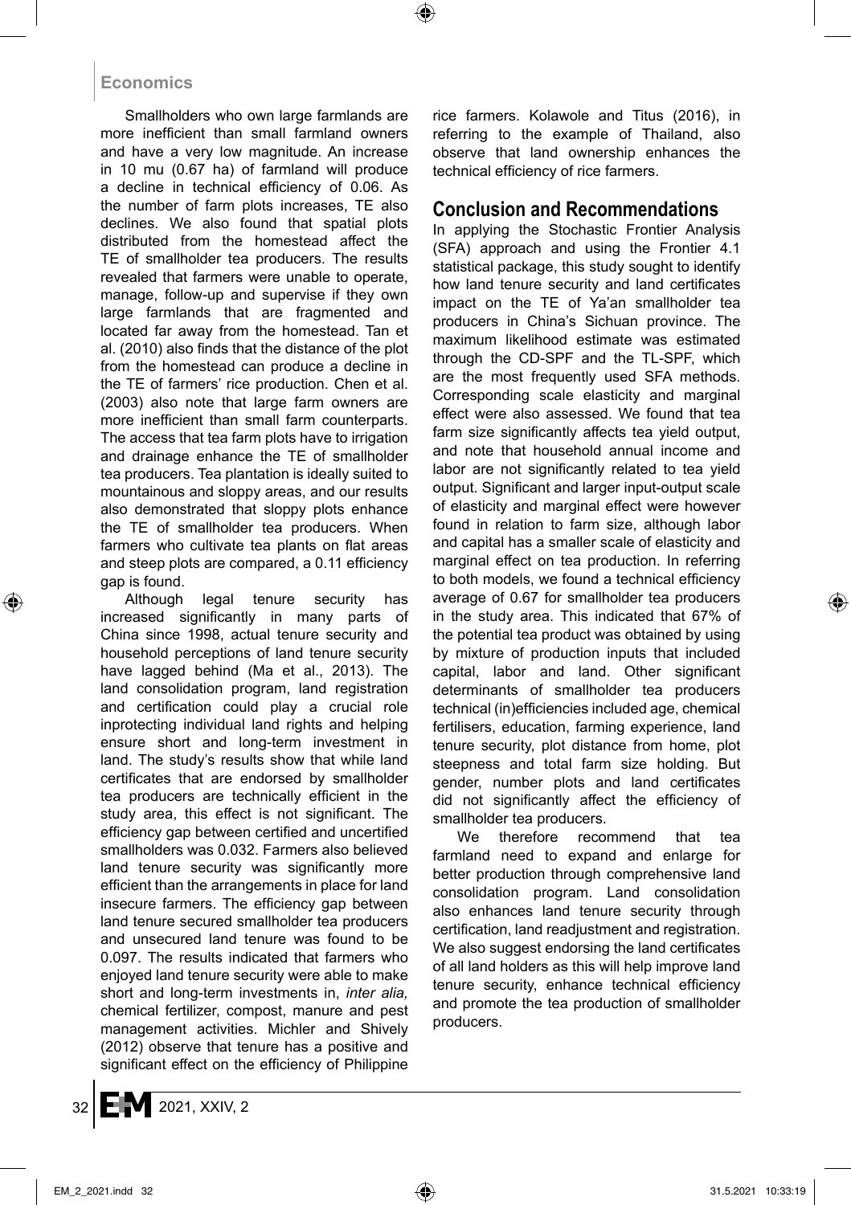Smallholders who own large farmlands are more inefficient than small farmland owners and have a very low magnitude. An increase in 10 mu (0.67 ha) of farmland will produce a decline in technical efficiency of 0.06. As the number of farm plots increases, TE also declines. We also found that spatial plots distributed from the homestead affect the TE of smallholder tea producers. The results revealed that farmers were unable to operate, manage, follow-up and supervise if they own large farmlands that are fragmented and located far away from the homestead. Tan et al. (2010) also finds that the distance of the plot from the homestead can produce a decline in the TE of farmers' rice production. Chen et al. (2003) also note that large farm owners are more inefficient than small farm counterparts. The access that tea farm plots have to irrigation and drainage enhance the TE of smallholder tea producers. Tea plantation is ideally suited to mountainous and sloppy areas, and our results also demonstrated that sloppy plots enhance the TE of smallholder tea producers. When farmers who cultivate tea plants on flat areas and steep plots are compared, a 0.11 efficiency gap is found.

Although legal tenure security has increased significantly in many parts of China since 1998, actual tenure security and household perceptions of land tenure security have lagged behind (Ma et al., 2013). The land consolidation program, land registration and certification could play a crucial role inprotecting individual land rights and helping ensure short and long-term investment in land. The study's results show that while land certificates that are endorsed by smallholder tea producers are technically efficient in the study area, this effect is not significant. The efficiency gap between certified and uncertified smallholders was 0.032. Farmers also believed land tenure security was significantly more efficient than the arrangements in place for land insecure farmers. The efficiency gap between land tenure secured smallholder tea producers and unsecured land tenure was found to be 0.097. The results indicated that farmers who enjoyed land tenure security were able to make short and long-term investments in, *inter alia,* chemical fertilizer, compost, manure and pest management activities. Michler and Shively (2012) observe that tenure has a positive and significant effect on the efficiency of Philippine rice farmers. Kolawole and Titus (2016), in referring to the example of Thailand, also observe that land ownership enhances the technical efficiency of rice farmers.

## Conclusion and Recommendations

In applying the Stochastic Frontier Analysis (SFA) approach and using the Frontier 4.1 statistical package, this study sought to identify how land tenure security and land certificates impact on the TE of Ya'an smallholder tea producers in China's Sichuan province. The maximum likelihood estimate was estimated through the CD-SPF and the TL-SPF, which are the most frequently used SFA methods. Corresponding scale elasticity and marginal effect were also assessed. We found that tea farm size significantly affects tea yield output, and note that household annual income and labor are not significantly related to tea yield output. Significant and larger input-output scale of elasticity and marginal effect were however found in relation to farm size, although labor and capital has a smaller scale of elasticity and marginal effect on tea production. In referring to both models, we found a technical efficiency average of 0.67 for smallholder tea producers in the study area. This indicated that 67% of the potential tea product was obtained by using by mixture of production inputs that included capital, labor and land. Other significant determinants of smallholder tea producers technical (in)efficiencies included age, chemical fertilisers, education, farming experience, land tenure security, plot distance from home, plot steepness and total farm size holding. But gender, number plots and land certificates did not significantly affect the efficiency of smallholder tea producers.

We therefore recommend that tea farmland need to expand and enlarge for better production through comprehensive land consolidation program. Land consolidation also enhances land tenure security through certification, land readjustment and registration. We also suggest endorsing the land certificates of all land holders as this will help improve land tenure security, enhance technical efficiency and promote the tea production of smallholder producers.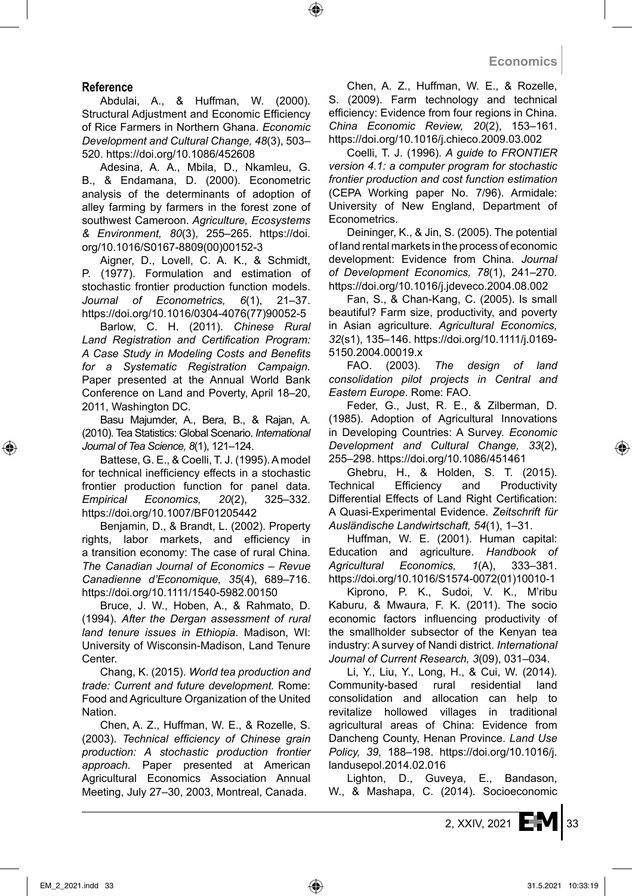## Reference

Abdulai, A., & Huffman, W. (2000). Structural Adjustment and Economic Efficiency of Rice Farmers in Northern Ghana. *Economic Development and Cultural Change, 48*(3), 503–520. https://doi.org/10.1086/452608

Adesina, A. A., Mbila, D., Nkamleu, G. B., & Endamana, D. (2000). Econometric analysis of the determinants of adoption of alley farming by farmers in the forest zone of southwest Cameroon. *Agriculture, Ecosystems & Environment, 80*(3), 255–265. https://doi.org/10.1016/S0167-8809(00)00152-3

Aigner, D., Lovell, C. A. K., & Schmidt, P. (1977). Formulation and estimation of stochastic frontier production function models. *Journal of Econometrics, 6*(1), 21–37. https://doi.org/10.1016/0304-4076(77)90052-5

Barlow, C. H. (2011). *Chinese Rural Land Registration and Certification Program: A Case Study in Modeling Costs and Benefits for a Systematic Registration Campaign.* Paper presented at the Annual World Bank Conference on Land and Poverty, April 18–20, 2011, Washington DC.

Basu Majumder, A., Bera, B., & Rajan, A. (2010). Tea Statistics: Global Scenario. *International Journal of Tea Science, 8*(1), 121–124.

Battese, G. E., & Coelli, T. J. (1995). A model for technical inefficiency effects in a stochastic frontier production function for panel data. *Empirical Economics, 20*(2), 325–332. https://doi.org/10.1007/BF01205442

Benjamin, D., & Brandt, L. (2002). Property rights, labor markets, and efficiency in a transition economy: The case of rural China. *The Canadian Journal of Economics – Revue Canadienne d'Economique, 35*(4), 689–716. https://doi.org/10.1111/1540-5982.00150

Bruce, J. W., Hoben, A., & Rahmato, D. (1994). *After the Dergan assessment of rural land tenure issues in Ethiopia*. Madison, WI: University of Wisconsin-Madison, Land Tenure Center.

Chang, K. (2015). *World tea production and trade: Current and future development.* Rome: Food and Agriculture Organization of the United Nation.

Chen, A. Z., Huffman, W. E., & Rozelle, S. (2003). *Technical efficiency of Chinese grain production: A stochastic production frontier approach.* Paper presented at American Agricultural Economics Association Annual Meeting, July 27–30, 2003, Montreal, Canada.

Chen, A. Z., Huffman, W. E., & Rozelle, S. (2009). Farm technology and technical efficiency: Evidence from four regions in China. *China Economic Review, 20*(2), 153–161. https://doi.org/10.1016/j.chieco.2009.03.002

Coelli, T. J. (1996). *A guide to FRONTIER version 4.1: a computer program for stochastic frontier production and cost function estimation* (CEPA Working paper No. 7/96). Armidale: University of New England, Department of Econometrics.

Deininger, K., & Jin, S. (2005). The potential of land rental markets in the process of economic development: Evidence from China. *Journal of Development Economics, 78*(1), 241–270. https://doi.org/10.1016/j.jdeveco.2004.08.002

Fan, S., & Chan-Kang, C. (2005). Is small beautiful? Farm size, productivity, and poverty in Asian agriculture. *Agricultural Economics, 32*(s1), 135–146. https://doi.org/10.1111/j.0169-5150.2004.00019.x

FAO. (2003). *The design of land consolidation pilot projects in Central and Eastern Europe*. Rome: FAO.

Feder, G., Just, R. E., & Zilberman, D. (1985). Adoption of Agricultural Innovations in Developing Countries: A Survey. *Economic Development and Cultural Change, 33*(2), 255–298. https://doi.org/10.1086/451461

Ghebru, H., & Holden, S. T. (2015). Technical Efficiency and Productivity Differential Effects of Land Right Certification: A Quasi-Experimental Evidence. *Zeitschrift für Ausländische Landwirtschaft, 54*(1), 1–31.

Huffman, W. E. (2001). Human capital: Education and agriculture. *Handbook of Agricultural Economics, 1*(A), 333–381. https://doi.org/10.1016/S1574-0072(01)10010-1

Kiprono, P. K., Sudoi, V. K., M'ribu Kaburu, & Mwaura, F. K. (2011). The socio economic factors influencing productivity of the smallholder subsector of the Kenyan tea industry: A survey of Nandi district. *International Journal of Current Research, 3*(09), 031–034.

Li, Y., Liu, Y., Long, H., & Cui, W. (2014). Community-based rural residential land consolidation and allocation can help to revitalize hollowed villages in traditional agricultural areas of China: Evidence from Dancheng County, Henan Province. *Land Use Policy, 39,* 188–198. https://doi.org/10.1016/j.landusepol.2014.02.016

Lighton, D., Guveya, E., Bandason, W., & Mashapa, C. (2014). Socioeconomic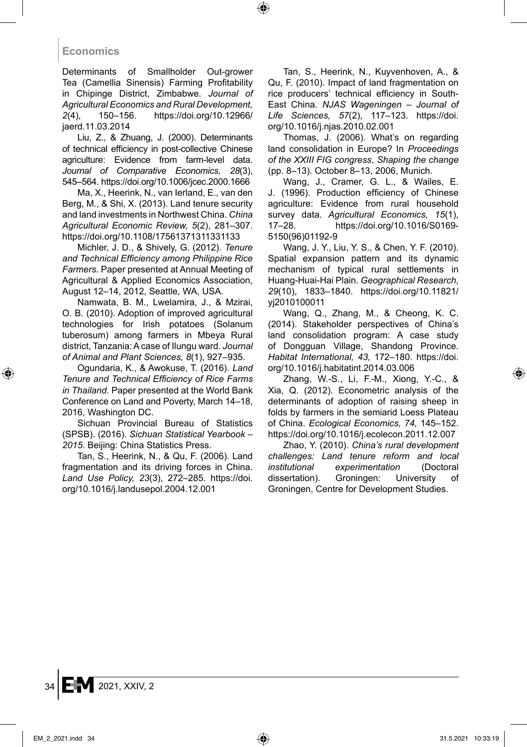Determinants of Smallholder Out-grower Tea (Camellia Sinensis) Farming Profitability in Chipinge District, Zimbabwe. *Journal of Agricultural Economics and Rural Development, 2*(4), 150–156. https://doi.org/10.12966/jaerd.11.03.2014

Liu, Z., & Zhuang, J. (2000). Determinants of technical efficiency in post-collective Chinese agriculture: Evidence from farm-level data. *Journal of Comparative Economics, 28*(3), 545–564. https://doi.org/10.1006/jcec.2000.1666

Ma, X., Heerink, N., van Ierland, E., van den Berg, M., & Shi, X. (2013). Land tenure security and land investments in Northwest China. *China Agricultural Economic Review, 5*(2), 281–307. https://doi.org/10.1108/17561371311331133

Michler, J. D., & Shively, G. (2012). *Tenure and Technical Efficiency among Philippine Rice Farmers.* Paper presented at Annual Meeting of Agricultural & Applied Economics Association, August 12–14, 2012, Seattle, WA, USA.

Namwata, B. M., Lwelamira, J., & Mzirai, O. B. (2010). Adoption of improved agricultural technologies for Irish potatoes (Solanum tuberosum) among farmers in Mbeya Rural district, Tanzania: A case of Ilungu ward. *Journal of Animal and Plant Sciences, 8*(1), 927–935.

Ogundaria, K., & Awokuse, T. (2016). *Land Tenure and Technical Efficiency of Rice Farms in Thailand.* Paper presented at the World Bank Conference on Land and Poverty, March 14–18, 2016, Washington DC.

Sichuan Provincial Bureau of Statistics (SPSB). (2016). *Sichuan Statistical Yearbook – 2015*. Beijing: China Statistics Press.

Tan, S., Heerink, N., & Qu, F. (2006). Land fragmentation and its driving forces in China. *Land Use Policy, 23*(3), 272–285. https://doi.org/10.1016/j.landusepol.2004.12.001

Tan, S., Heerink, N., Kuyvenhoven, A., & Qu, F. (2010). Impact of land fragmentation on rice producers' technical efficiency in South-East China. *NJAS Wageningen – Journal of Life Sciences, 57*(2), 117–123. https://doi.org/10.1016/j.njas.2010.02.001

Thomas, J. (2006). What's on regarding land consolidation in Europe? In *Proceedings of the XXIII FIG congress*, *Shaping the change* (pp. 8–13). October 8–13, 2006, Munich.

Wang, J., Cramer, G. L., & Wailes, E. J. (1996). Production efficiency of Chinese agriculture: Evidence from rural household survey data. *Agricultural Economics, 15*(1), 17–28. https://doi.org/10.1016/S0169-5150(96)01192-9

Wang, J. Y., Liu, Y. S., & Chen, Y. F. (2010). Spatial expansion pattern and its dynamic mechanism of typical rural settlements in Huang-Huai-Hai Plain. *Geographical Research*, *29*(10), 1833–1840. https://doi.org/10.11821/yj2010100011

Wang, Q., Zhang, M., & Cheong, K. C. (2014). Stakeholder perspectives of China's land consolidation program: A case study of Dongguan Village, Shandong Province. *Habitat International, 43,* 172–180. https://doi.org/10.1016/j.habitatint.2014.03.006

Zhang, W.-S., Li, F.-M., Xiong, Y.-C., & Xia, Q. (2012). Econometric analysis of the determinants of adoption of raising sheep in folds by farmers in the semiarid Loess Plateau of China. *Ecological Economics, 74,* 145–152. https://doi.org/10.1016/j.ecolecon.2011.12.007

Zhao, Y. (2010). *China's rural development challenges: Land tenure reform and local institutional experimentation* (Doctoral dissertation). Groningen: University of Groningen, Centre for Development Studies.